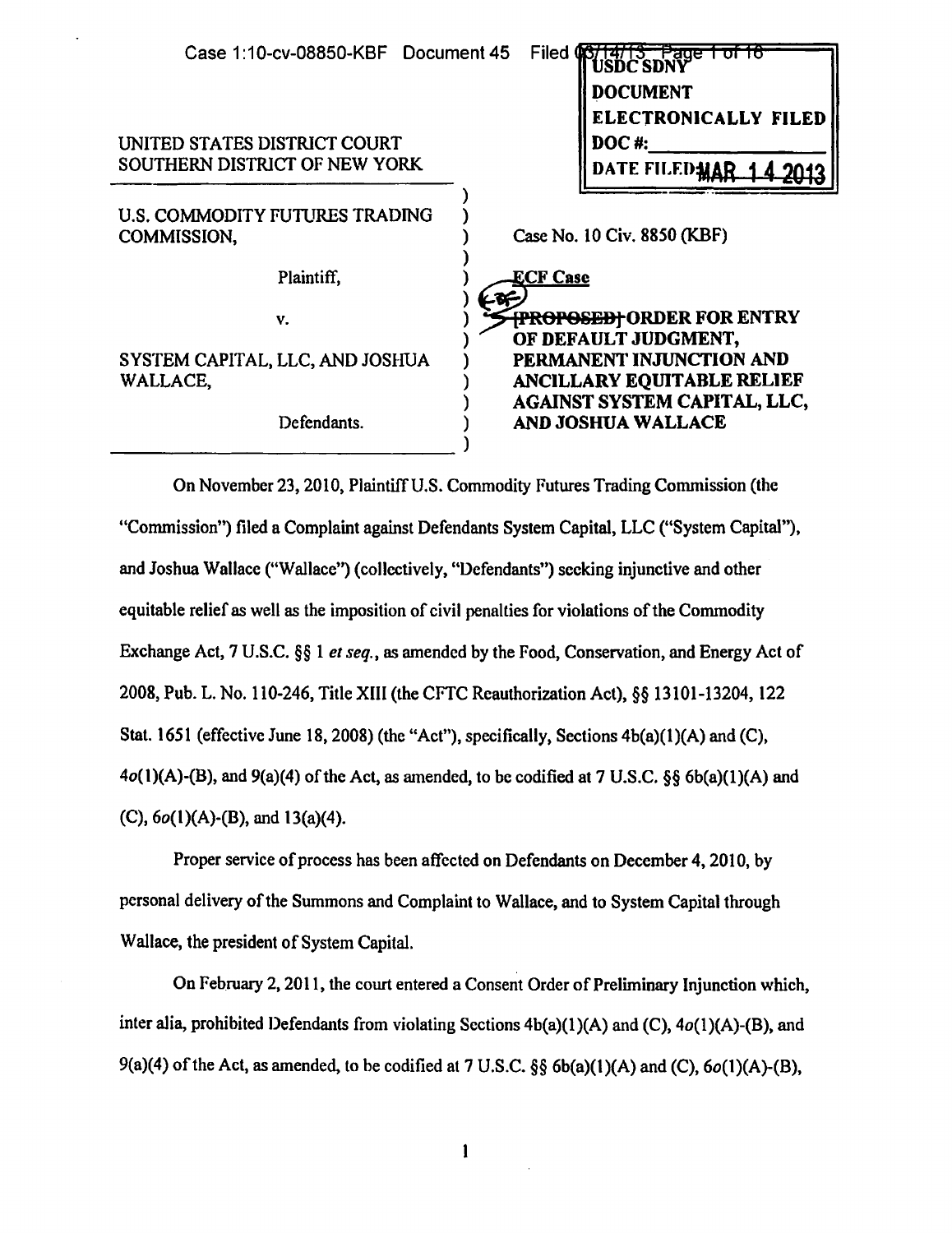Case 1:10-cv-08850-KBF Document 45 Filed 03/14/13

USDC SDNY
DOCUMENT
ELECTRONICALLY FILED
DOC #: ___________
DATE FILED: MAR 14 2013

UNITED STATES DISTRICT COURT
SOUTHERN DISTRICT OF NEW YORK

U.S. COMMODITY FUTURES TRADING COMMISSION,

Plaintiff,

v.

SYSTEM CAPITAL, LLC, AND JOSHUA WALLACE,

Defendants.

Case No. 10 Civ. 8850 (KBF)

**ECF Case**

**~~[PROPOSED]~~ ORDER FOR ENTRY OF DEFAULT JUDGMENT, PERMANENT INJUNCTION AND ANCILLARY EQUITABLE RELIEF AGAINST SYSTEM CAPITAL, LLC, AND JOSHUA WALLACE**

On November 23, 2010, Plaintiff U.S. Commodity Futures Trading Commission (the "Commission") filed a Complaint against Defendants System Capital, LLC ("System Capital"), and Joshua Wallace ("Wallace") (collectively, "Defendants") seeking injunctive and other equitable relief as well as the imposition of civil penalties for violations of the Commodity Exchange Act, 7 U.S.C. §§ 1 *et seq.*, as amended by the Food, Conservation, and Energy Act of 2008, Pub. L. No. 110-246, Title XIII (the CFTC Reauthorization Act), §§ 13101-13204, 122 Stat. 1651 (effective June 18, 2008) (the "Act"), specifically, Sections 4b(a)(1)(A) and (C), 4*o*(1)(A)-(B), and 9(a)(4) of the Act, as amended, to be codified at 7 U.S.C. §§ 6b(a)(1)(A) and (C), 6*o*(1)(A)-(B), and 13(a)(4).

Proper service of process has been affected on Defendants on December 4, 2010, by personal delivery of the Summons and Complaint to Wallace, and to System Capital through Wallace, the president of System Capital.

On February 2, 2011, the court entered a Consent Order of Preliminary Injunction which, inter alia, prohibited Defendants from violating Sections 4b(a)(1)(A) and (C), 4*o*(1)(A)-(B), and 9(a)(4) of the Act, as amended, to be codified at 7 U.S.C. §§ 6b(a)(1)(A) and (C), 6*o*(1)(A)-(B),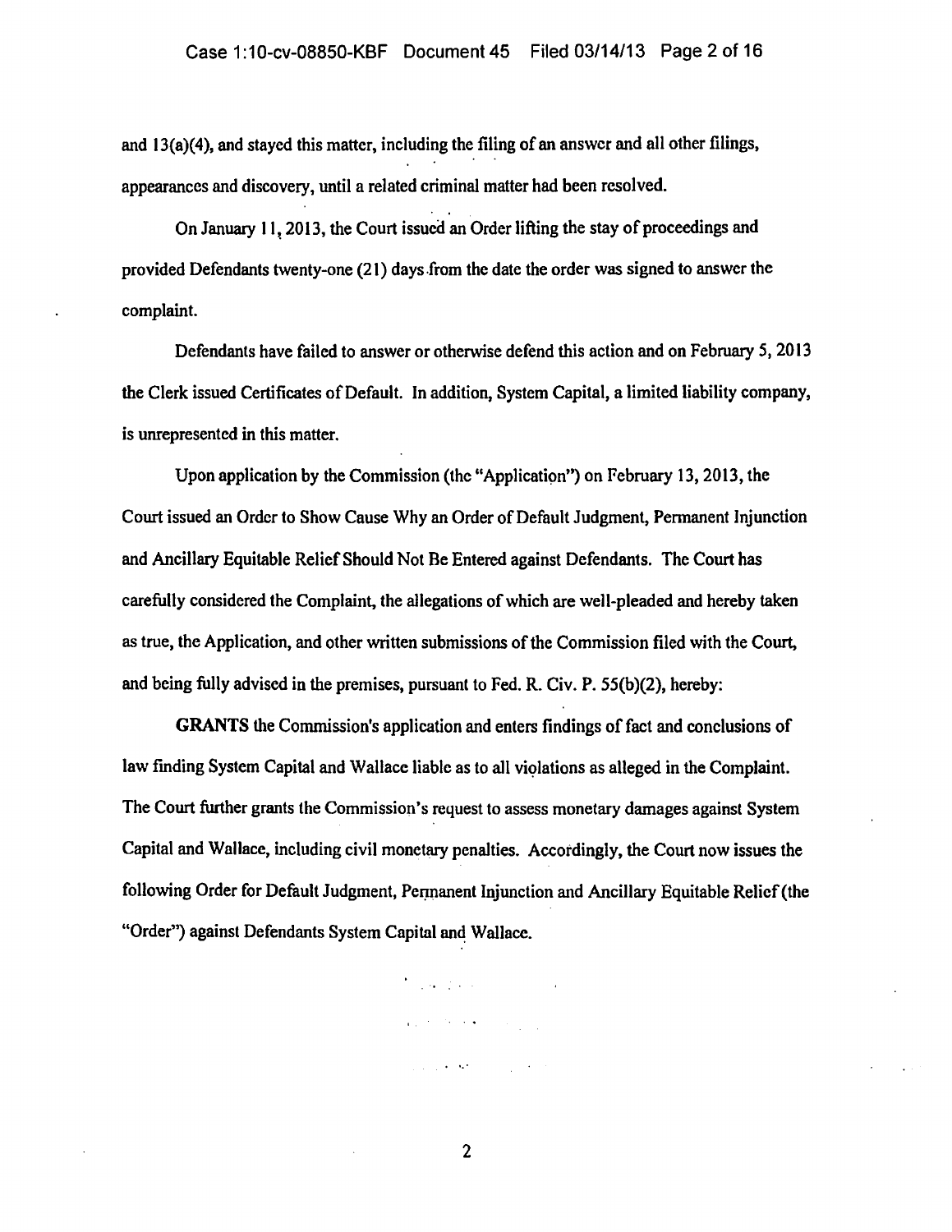and 13(a)(4), and stayed this matter, including the filing of an answer and all other filings, appearances and discovery, until a related criminal matter had been resolved.

On January 11, 2013, the Court issued an Order lifting the stay of proceedings and provided Defendants twenty-one (21) days from the date the order was signed to answer the complaint.

Defendants have failed to answer or otherwise defend this action and on February 5, 2013 the Clerk issued Certificates of Default. In addition, System Capital, a limited liability company, is unrepresented in this matter.

Upon application by the Commission (the "Application") on February 13, 2013, the Court issued an Order to Show Cause Why an Order of Default Judgment, Permanent Injunction and Ancillary Equitable Relief Should Not Be Entered against Defendants. The Court has carefully considered the Complaint, the allegations of which are well-pleaded and hereby taken as true, the Application, and other written submissions of the Commission filed with the Court, and being fully advised in the premises, pursuant to Fed. R. Civ. P. 55(b)(2), hereby:

**GRANTS** the Commission's application and enters findings of fact and conclusions of law finding System Capital and Wallace liable as to all violations as alleged in the Complaint. The Court further grants the Commission's request to assess monetary damages against System Capital and Wallace, including civil monetary penalties. Accordingly, the Court now issues the following Order for Default Judgment, Permanent Injunction and Ancillary Equitable Relief (the "Order") against Defendants System Capital and Wallace.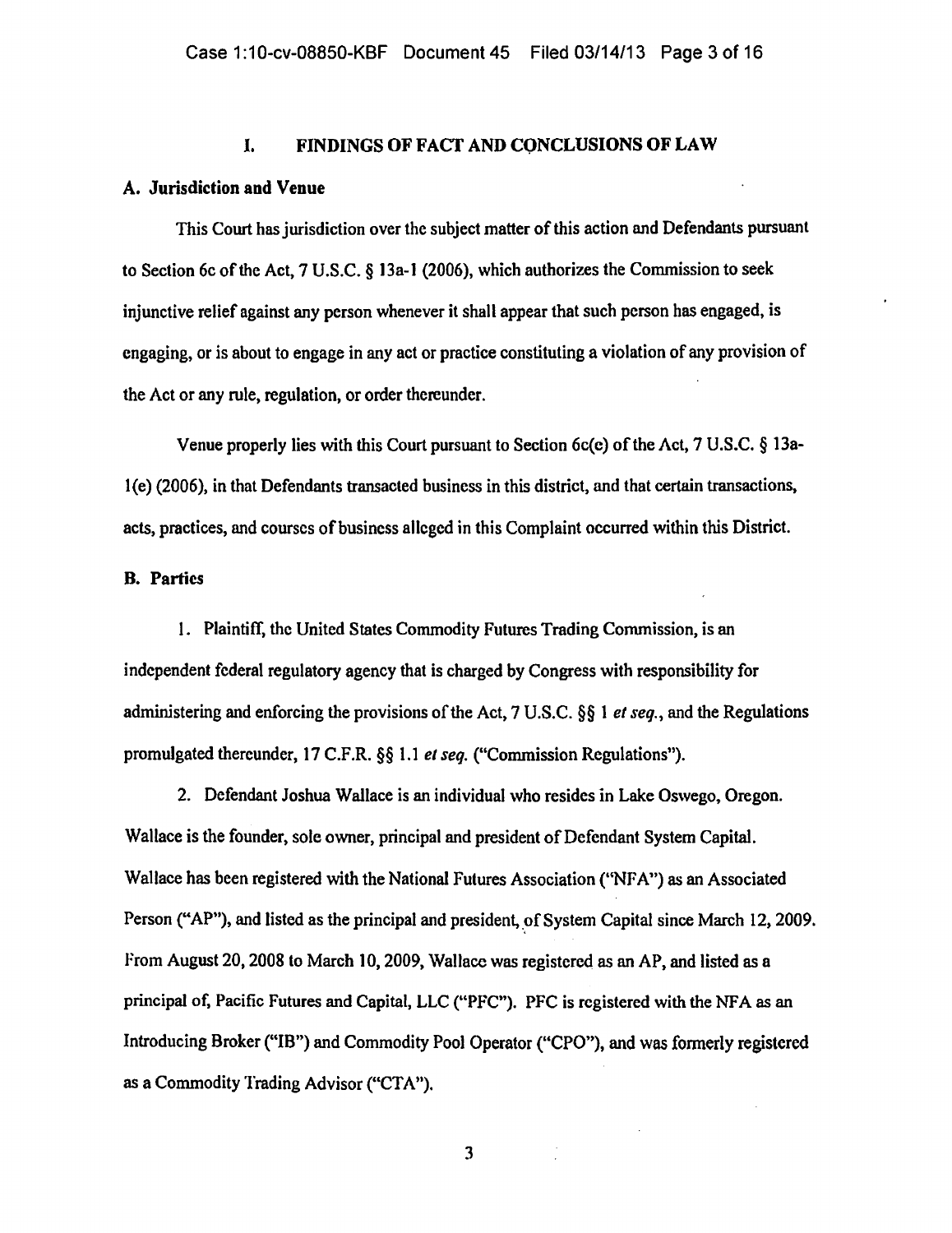# I. FINDINGS OF FACT AND CONCLUSIONS OF LAW

## A. Jurisdiction and Venue

This Court has jurisdiction over the subject matter of this action and Defendants pursuant to Section 6c of the Act, 7 U.S.C. § 13a-1 (2006), which authorizes the Commission to seek injunctive relief against any person whenever it shall appear that such person has engaged, is engaging, or is about to engage in any act or practice constituting a violation of any provision of the Act or any rule, regulation, or order thereunder.

Venue properly lies with this Court pursuant to Section 6c(e) of the Act, 7 U.S.C. § 13a-1(e) (2006), in that Defendants transacted business in this district, and that certain transactions, acts, practices, and courses of business alleged in this Complaint occurred within this District.

## B. Parties

1. Plaintiff, the United States Commodity Futures Trading Commission, is an independent federal regulatory agency that is charged by Congress with responsibility for administering and enforcing the provisions of the Act, 7 U.S.C. §§ 1 *et seq.*, and the Regulations promulgated thereunder, 17 C.F.R. §§ 1.1 *et seq.* ("Commission Regulations").

2. Defendant Joshua Wallace is an individual who resides in Lake Oswego, Oregon. Wallace is the founder, sole owner, principal and president of Defendant System Capital. Wallace has been registered with the National Futures Association ("NFA") as an Associated Person ("AP"), and listed as the principal and president, of System Capital since March 12, 2009. From August 20, 2008 to March 10, 2009, Wallace was registered as an AP, and listed as a principal of, Pacific Futures and Capital, LLC ("PFC"). PFC is registered with the NFA as an Introducing Broker ("IB") and Commodity Pool Operator ("CPO"), and was formerly registered as a Commodity Trading Advisor ("CTA").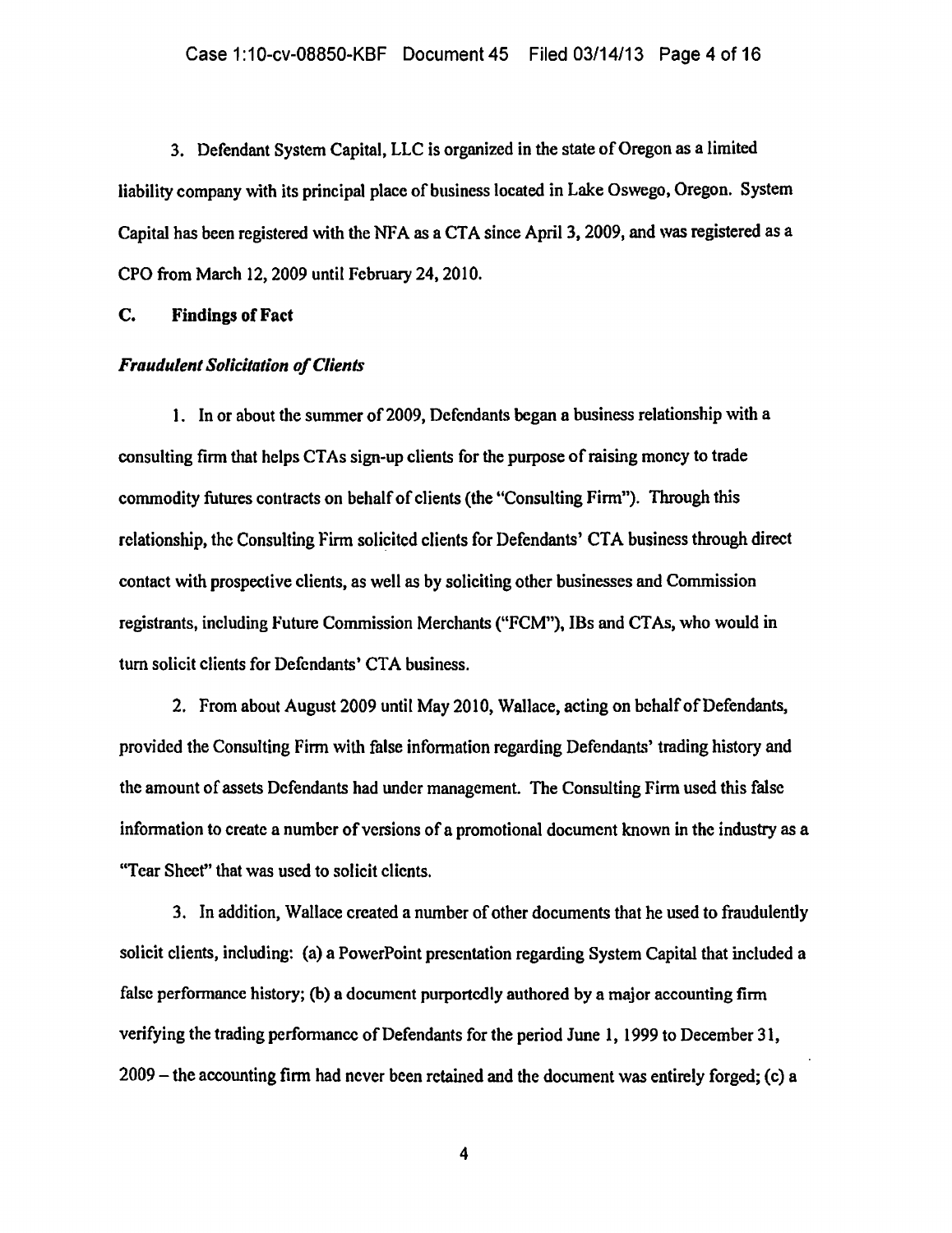3. Defendant System Capital, LLC is organized in the state of Oregon as a limited liability company with its principal place of business located in Lake Oswego, Oregon. System Capital has been registered with the NFA as a CTA since April 3, 2009, and was registered as a CPO from March 12, 2009 until February 24, 2010.

## C. Findings of Fact

### *Fraudulent Solicitation of Clients*

1. In or about the summer of 2009, Defendants began a business relationship with a consulting firm that helps CTAs sign-up clients for the purpose of raising money to trade commodity futures contracts on behalf of clients (the "Consulting Firm"). Through this relationship, the Consulting Firm solicited clients for Defendants' CTA business through direct contact with prospective clients, as well as by soliciting other businesses and Commission registrants, including Future Commission Merchants ("FCM"), IBs and CTAs, who would in turn solicit clients for Defendants' CTA business.

2. From about August 2009 until May 2010, Wallace, acting on behalf of Defendants, provided the Consulting Firm with false information regarding Defendants' trading history and the amount of assets Defendants had under management. The Consulting Firm used this false information to create a number of versions of a promotional document known in the industry as a "Tear Sheet" that was used to solicit clients.

3. In addition, Wallace created a number of other documents that he used to fraudulently solicit clients, including: (a) a PowerPoint presentation regarding System Capital that included a false performance history; (b) a document purportedly authored by a major accounting firm verifying the trading performance of Defendants for the period June 1, 1999 to December 31, 2009 – the accounting firm had never been retained and the document was entirely forged; (c) a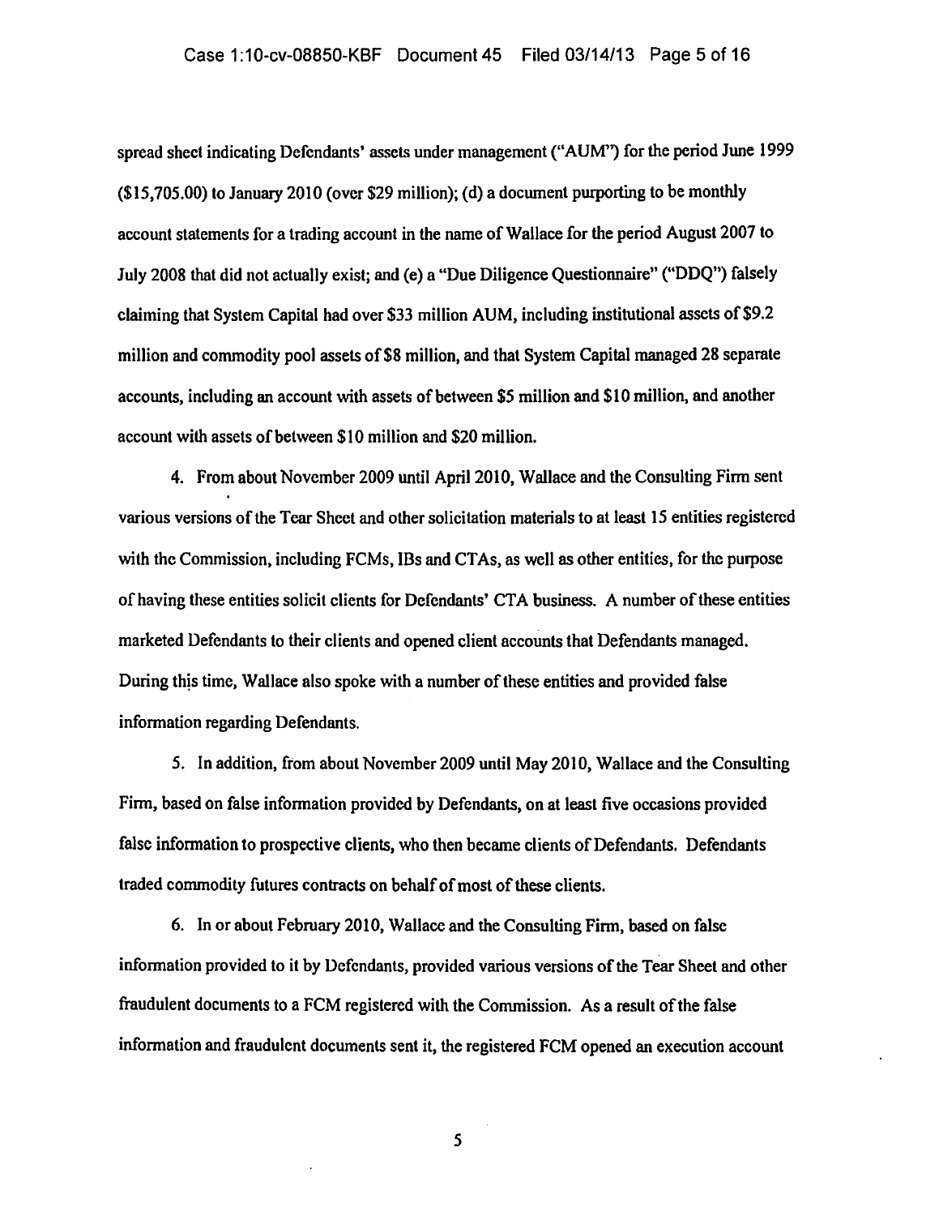spread sheet indicating Defendants' assets under management ("AUM") for the period June 1999 ($15,705.00) to January 2010 (over $29 million); (d) a document purporting to be monthly account statements for a trading account in the name of Wallace for the period August 2007 to July 2008 that did not actually exist; and (e) a "Due Diligence Questionnaire" ("DDQ") falsely claiming that System Capital had over $33 million AUM, including institutional assets of $9.2 million and commodity pool assets of $8 million, and that System Capital managed 28 separate accounts, including an account with assets of between $5 million and $10 million, and another account with assets of between $10 million and $20 million.

4. From about November 2009 until April 2010, Wallace and the Consulting Firm sent various versions of the Tear Sheet and other solicitation materials to at least 15 entities registered with the Commission, including FCMs, IBs and CTAs, as well as other entities, for the purpose of having these entities solicit clients for Defendants' CTA business. A number of these entities marketed Defendants to their clients and opened client accounts that Defendants managed. During this time, Wallace also spoke with a number of these entities and provided false information regarding Defendants.

5. In addition, from about November 2009 until May 2010, Wallace and the Consulting Firm, based on false information provided by Defendants, on at least five occasions provided false information to prospective clients, who then became clients of Defendants. Defendants traded commodity futures contracts on behalf of most of these clients.

6. In or about February 2010, Wallace and the Consulting Firm, based on false information provided to it by Defendants, provided various versions of the Tear Sheet and other fraudulent documents to a FCM registered with the Commission. As a result of the false information and fraudulent documents sent it, the registered FCM opened an execution account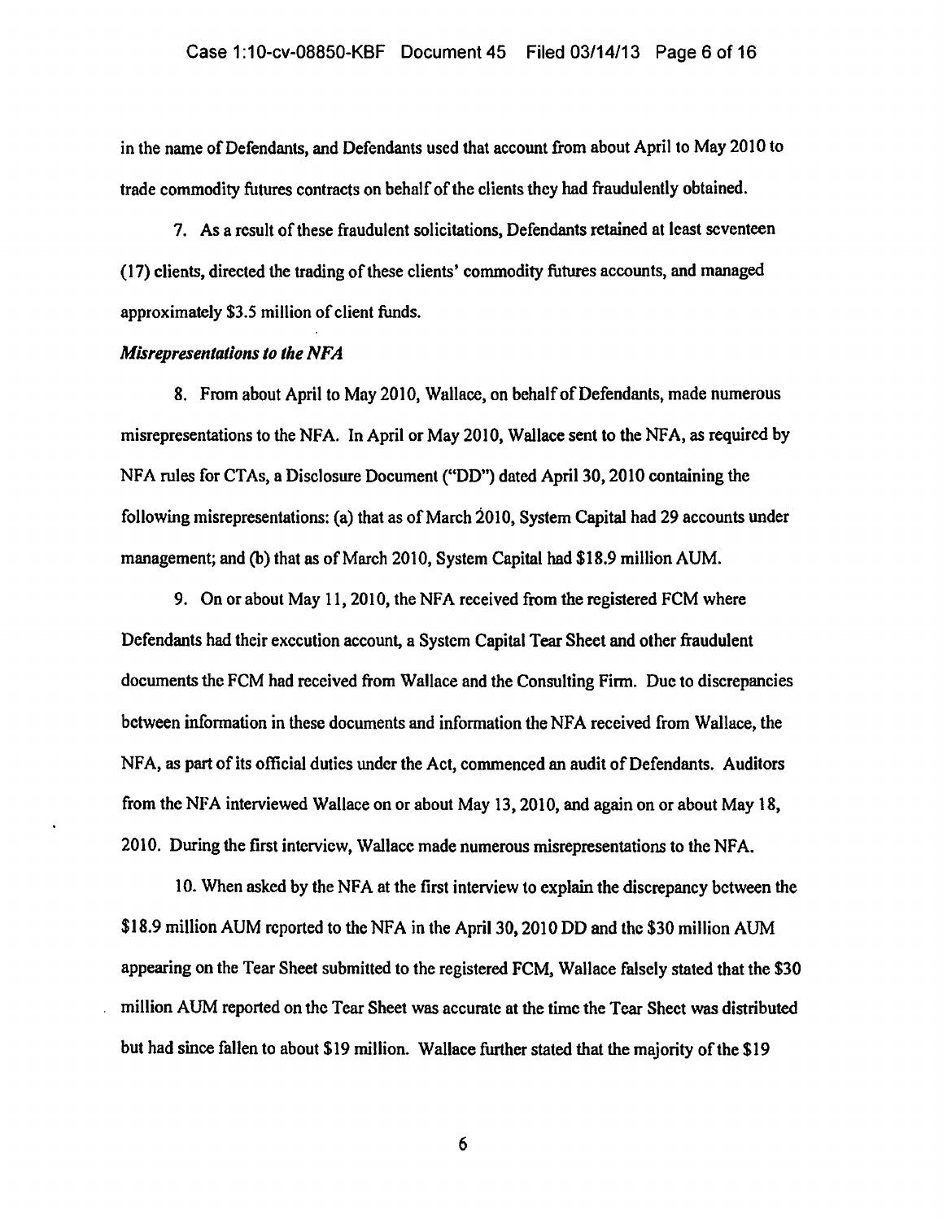in the name of Defendants, and Defendants used that account from about April to May 2010 to trade commodity futures contracts on behalf of the clients they had fraudulently obtained.

7. As a result of these fraudulent solicitations, Defendants retained at least seventeen (17) clients, directed the trading of these clients' commodity futures accounts, and managed approximately $3.5 million of client funds.

***Misrepresentations to the NFA***

8. From about April to May 2010, Wallace, on behalf of Defendants, made numerous misrepresentations to the NFA. In April or May 2010, Wallace sent to the NFA, as required by NFA rules for CTAs, a Disclosure Document ("DD") dated April 30, 2010 containing the following misrepresentations: (a) that as of March 2010, System Capital had 29 accounts under management; and (b) that as of March 2010, System Capital had $18.9 million AUM.

9. On or about May 11, 2010, the NFA received from the registered FCM where Defendants had their execution account, a System Capital Tear Sheet and other fraudulent documents the FCM had received from Wallace and the Consulting Firm. Due to discrepancies between information in these documents and information the NFA received from Wallace, the NFA, as part of its official duties under the Act, commenced an audit of Defendants. Auditors from the NFA interviewed Wallace on or about May 13, 2010, and again on or about May 18, 2010. During the first interview, Wallace made numerous misrepresentations to the NFA.

10. When asked by the NFA at the first interview to explain the discrepancy between the $18.9 million AUM reported to the NFA in the April 30, 2010 DD and the $30 million AUM appearing on the Tear Sheet submitted to the registered FCM, Wallace falsely stated that the $30 million AUM reported on the Tear Sheet was accurate at the time the Tear Sheet was distributed but had since fallen to about $19 million. Wallace further stated that the majority of the $19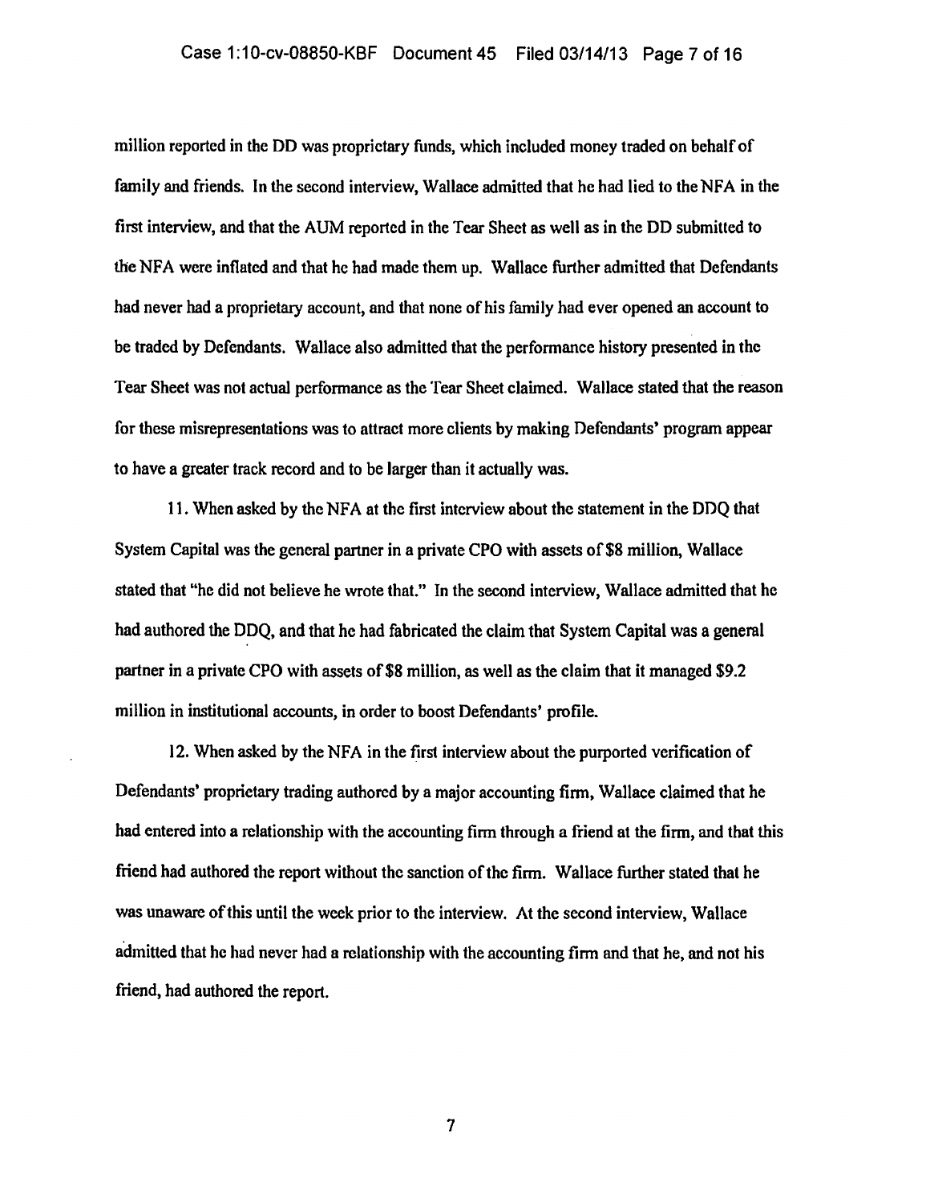million reported in the DD was proprietary funds, which included money traded on behalf of family and friends. In the second interview, Wallace admitted that he had lied to the NFA in the first interview, and that the AUM reported in the Tear Sheet as well as in the DD submitted to the NFA were inflated and that he had made them up. Wallace further admitted that Defendants had never had a proprietary account, and that none of his family had ever opened an account to be traded by Defendants. Wallace also admitted that the performance history presented in the Tear Sheet was not actual performance as the Tear Sheet claimed. Wallace stated that the reason for these misrepresentations was to attract more clients by making Defendants' program appear to have a greater track record and to be larger than it actually was.

11. When asked by the NFA at the first interview about the statement in the DDQ that System Capital was the general partner in a private CPO with assets of $8 million, Wallace stated that "he did not believe he wrote that." In the second interview, Wallace admitted that he had authored the DDQ, and that he had fabricated the claim that System Capital was a general partner in a private CPO with assets of $8 million, as well as the claim that it managed $9.2 million in institutional accounts, in order to boost Defendants' profile.

12. When asked by the NFA in the first interview about the purported verification of Defendants' proprietary trading authored by a major accounting firm, Wallace claimed that he had entered into a relationship with the accounting firm through a friend at the firm, and that this friend had authored the report without the sanction of the firm. Wallace further stated that he was unaware of this until the week prior to the interview. At the second interview, Wallace admitted that he had never had a relationship with the accounting firm and that he, and not his friend, had authored the report.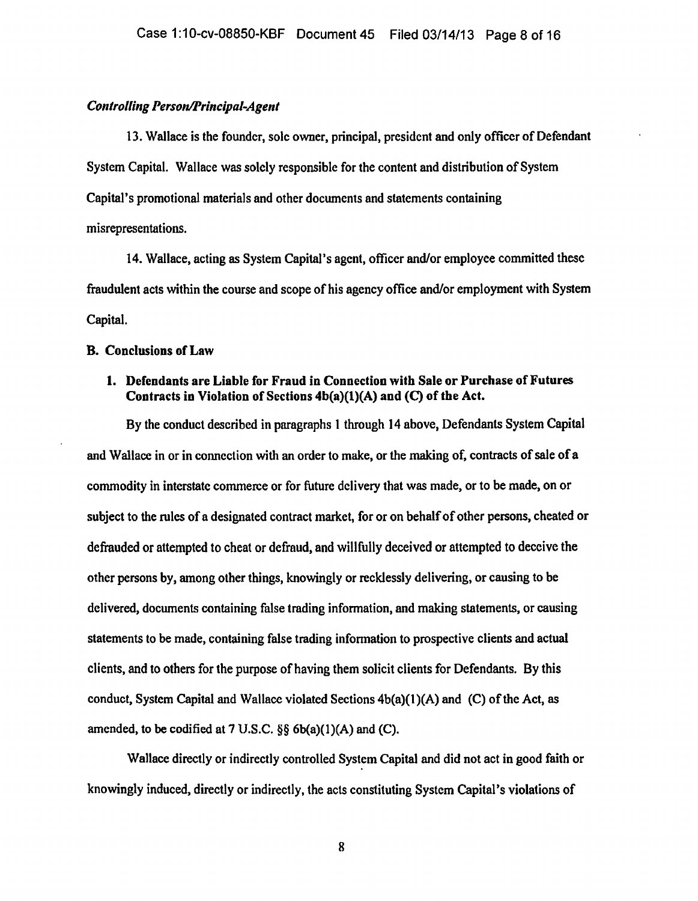*Controlling Person/Principal-Agent*

13. Wallace is the founder, sole owner, principal, president and only officer of Defendant System Capital. Wallace was solely responsible for the content and distribution of System Capital's promotional materials and other documents and statements containing misrepresentations.

14. Wallace, acting as System Capital's agent, officer and/or employee committed these fraudulent acts within the course and scope of his agency office and/or employment with System Capital.

**B. Conclusions of Law**

1. **Defendants are Liable for Fraud in Connection with Sale or Purchase of Futures Contracts in Violation of Sections 4b(a)(1)(A) and (C) of the Act.**

By the conduct described in paragraphs 1 through 14 above, Defendants System Capital and Wallace in or in connection with an order to make, or the making of, contracts of sale of a commodity in interstate commerce or for future delivery that was made, or to be made, on or subject to the rules of a designated contract market, for or on behalf of other persons, cheated or defrauded or attempted to cheat or defraud, and willfully deceived or attempted to deceive the other persons by, among other things, knowingly or recklessly delivering, or causing to be delivered, documents containing false trading information, and making statements, or causing statements to be made, containing false trading information to prospective clients and actual clients, and to others for the purpose of having them solicit clients for Defendants. By this conduct, System Capital and Wallace violated Sections 4b(a)(1)(A) and (C) of the Act, as amended, to be codified at 7 U.S.C. §§ 6b(a)(1)(A) and (C).

Wallace directly or indirectly controlled System Capital and did not act in good faith or knowingly induced, directly or indirectly, the acts constituting System Capital's violations of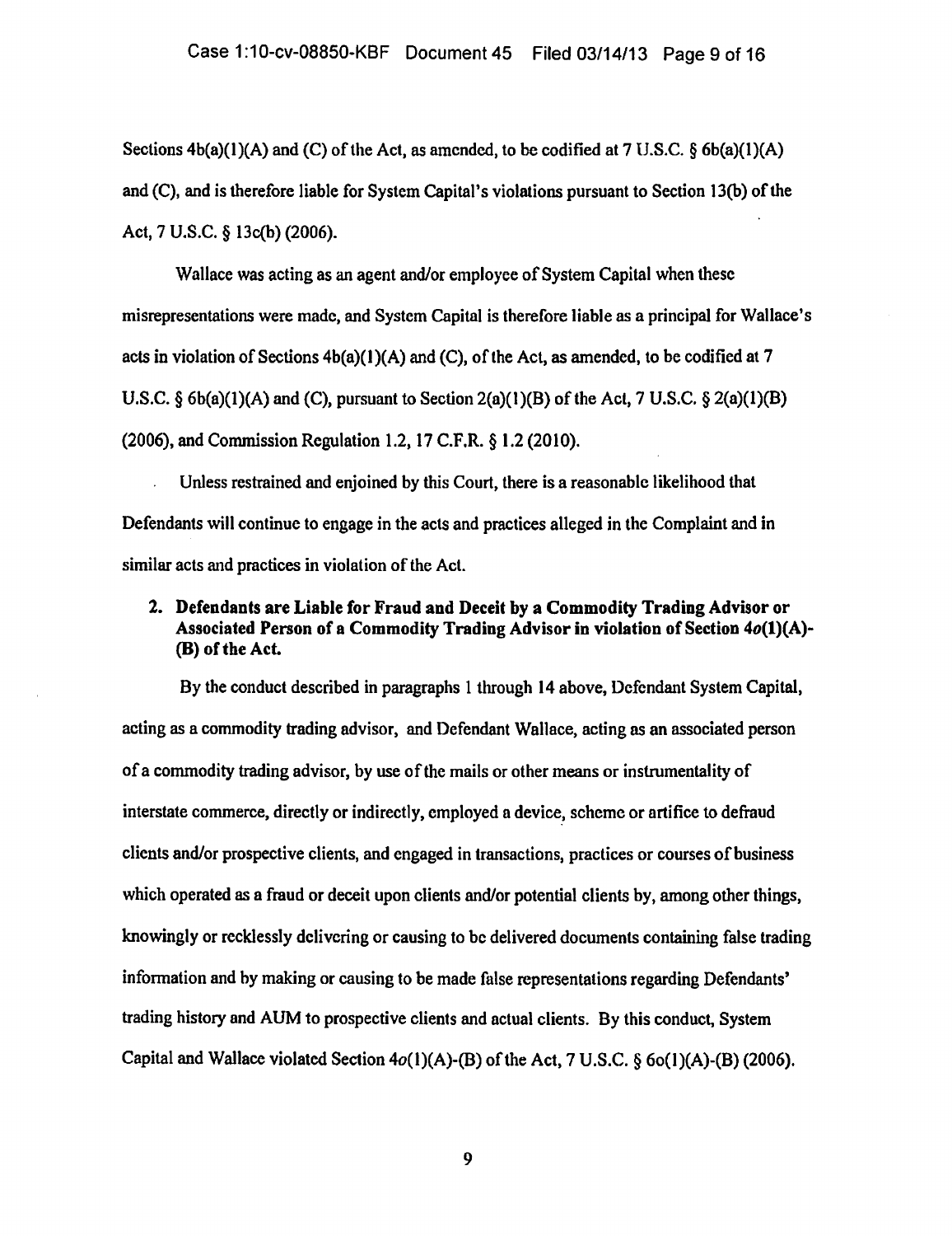Sections 4b(a)(1)(A) and (C) of the Act, as amended, to be codified at 7 U.S.C. § 6b(a)(1)(A) and (C), and is therefore liable for System Capital's violations pursuant to Section 13(b) of the Act, 7 U.S.C. § 13c(b) (2006).

Wallace was acting as an agent and/or employee of System Capital when these misrepresentations were made, and System Capital is therefore liable as a principal for Wallace's acts in violation of Sections 4b(a)(1)(A) and (C), of the Act, as amended, to be codified at 7 U.S.C. § 6b(a)(1)(A) and (C), pursuant to Section 2(a)(1)(B) of the Act, 7 U.S.C. § 2(a)(1)(B) (2006), and Commission Regulation 1.2, 17 C.F.R. § 1.2 (2010).

Unless restrained and enjoined by this Court, there is a reasonable likelihood that Defendants will continue to engage in the acts and practices alleged in the Complaint and in similar acts and practices in violation of the Act.

2. **Defendants are Liable for Fraud and Deceit by a Commodity Trading Advisor or Associated Person of a Commodity Trading Advisor in violation of Section 4*o*(1)(A)-(B) of the Act.**

By the conduct described in paragraphs 1 through 14 above, Defendant System Capital, acting as a commodity trading advisor, and Defendant Wallace, acting as an associated person of a commodity trading advisor, by use of the mails or other means or instrumentality of interstate commerce, directly or indirectly, employed a device, scheme or artifice to defraud clients and/or prospective clients, and engaged in transactions, practices or courses of business which operated as a fraud or deceit upon clients and/or potential clients by, among other things, knowingly or recklessly delivering or causing to be delivered documents containing false trading information and by making or causing to be made false representations regarding Defendants' trading history and AUM to prospective clients and actual clients. By this conduct, System Capital and Wallace violated Section 4*o*(1)(A)-(B) of the Act, 7 U.S.C. § 6o(1)(A)-(B) (2006).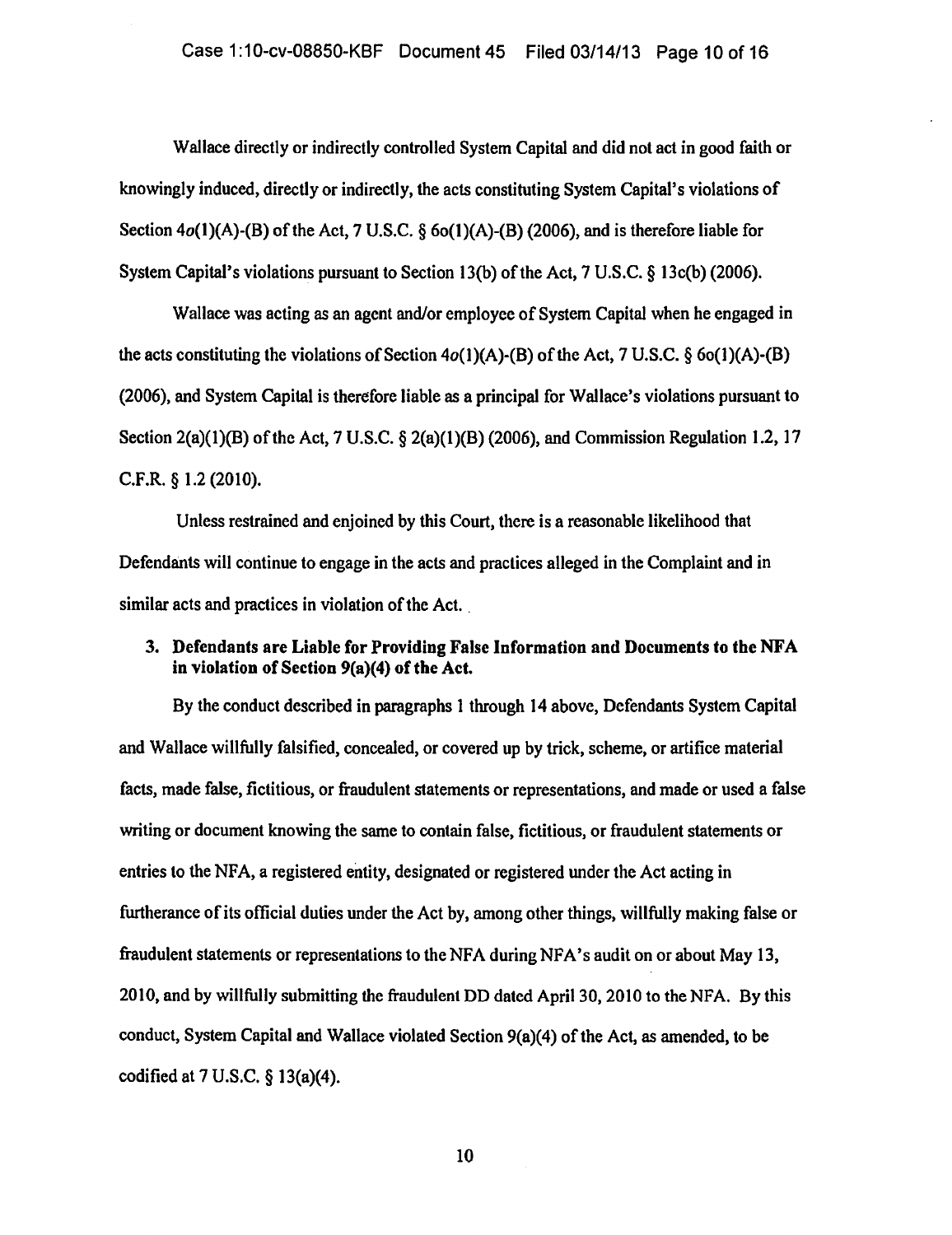Wallace directly or indirectly controlled System Capital and did not act in good faith or knowingly induced, directly or indirectly, the acts constituting System Capital's violations of Section 4*o*(1)(A)-(B) of the Act, 7 U.S.C. § 6o(1)(A)-(B) (2006), and is therefore liable for System Capital's violations pursuant to Section 13(b) of the Act, 7 U.S.C. § 13c(b) (2006).

Wallace was acting as an agent and/or employee of System Capital when he engaged in the acts constituting the violations of Section 4*o*(1)(A)-(B) of the Act, 7 U.S.C. § 6o(1)(A)-(B) (2006), and System Capital is therefore liable as a principal for Wallace's violations pursuant to Section 2(a)(1)(B) of the Act, 7 U.S.C. § 2(a)(1)(B) (2006), and Commission Regulation 1.2, 17 C.F.R. § 1.2 (2010).

Unless restrained and enjoined by this Court, there is a reasonable likelihood that Defendants will continue to engage in the acts and practices alleged in the Complaint and in similar acts and practices in violation of the Act.

### 3. Defendants are Liable for Providing False Information and Documents to the NFA in violation of Section 9(a)(4) of the Act.

By the conduct described in paragraphs 1 through 14 above, Defendants System Capital and Wallace willfully falsified, concealed, or covered up by trick, scheme, or artifice material facts, made false, fictitious, or fraudulent statements or representations, and made or used a false writing or document knowing the same to contain false, fictitious, or fraudulent statements or entries to the NFA, a registered entity, designated or registered under the Act acting in furtherance of its official duties under the Act by, among other things, willfully making false or fraudulent statements or representations to the NFA during NFA's audit on or about May 13, 2010, and by willfully submitting the fraudulent DD dated April 30, 2010 to the NFA. By this conduct, System Capital and Wallace violated Section 9(a)(4) of the Act, as amended, to be codified at 7 U.S.C. § 13(a)(4).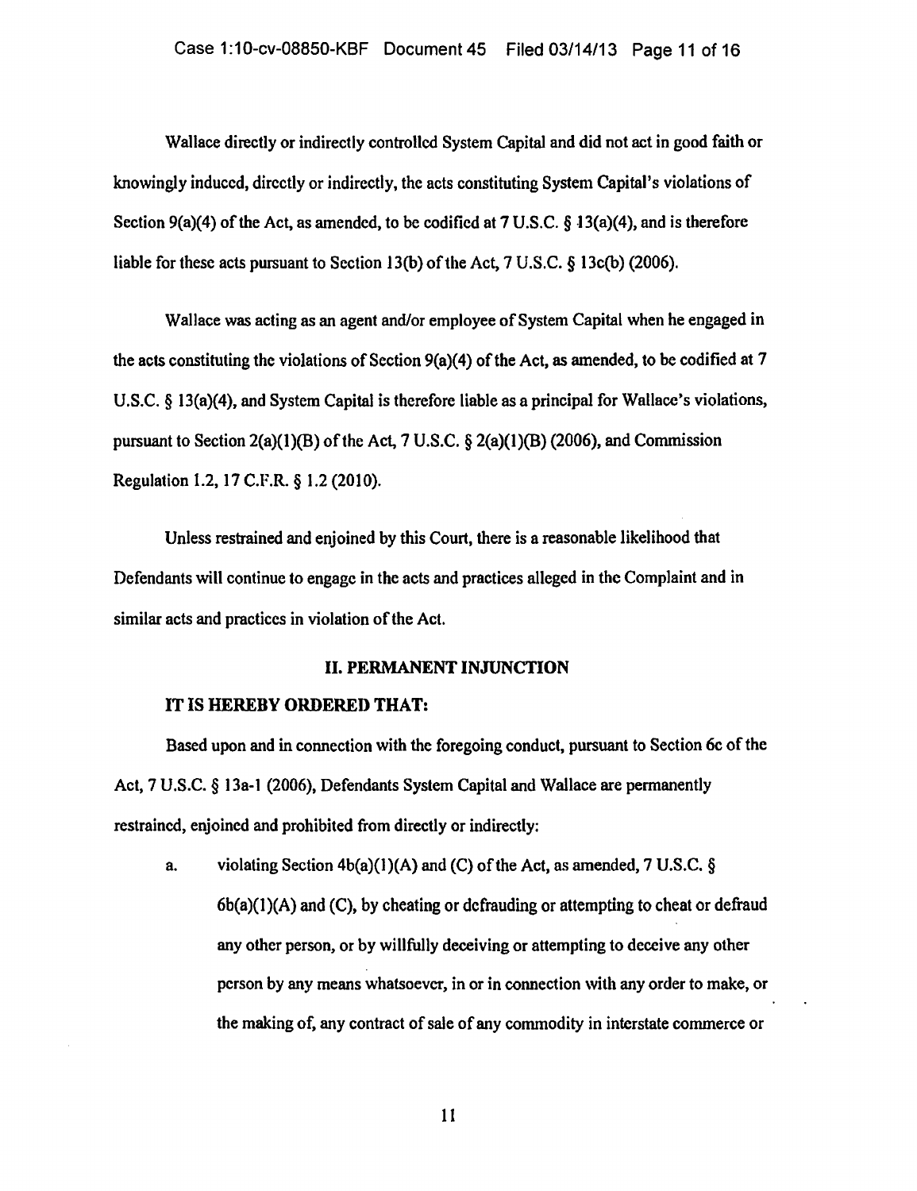Wallace directly or indirectly controlled System Capital and did not act in good faith or knowingly induced, directly or indirectly, the acts constituting System Capital's violations of Section 9(a)(4) of the Act, as amended, to be codified at 7 U.S.C. § 13(a)(4), and is therefore liable for these acts pursuant to Section 13(b) of the Act, 7 U.S.C. § 13c(b) (2006).

Wallace was acting as an agent and/or employee of System Capital when he engaged in the acts constituting the violations of Section 9(a)(4) of the Act, as amended, to be codified at 7 U.S.C. § 13(a)(4), and System Capital is therefore liable as a principal for Wallace's violations, pursuant to Section 2(a)(1)(B) of the Act, 7 U.S.C. § 2(a)(1)(B) (2006), and Commission Regulation 1.2, 17 C.F.R. § 1.2 (2010).

Unless restrained and enjoined by this Court, there is a reasonable likelihood that Defendants will continue to engage in the acts and practices alleged in the Complaint and in similar acts and practices in violation of the Act.

## II. PERMANENT INJUNCTION

**IT IS HEREBY ORDERED THAT:**

Based upon and in connection with the foregoing conduct, pursuant to Section 6c of the Act, 7 U.S.C. § 13a-1 (2006), Defendants System Capital and Wallace are permanently restrained, enjoined and prohibited from directly or indirectly:

a. violating Section 4b(a)(1)(A) and (C) of the Act, as amended, 7 U.S.C. § 6b(a)(1)(A) and (C), by cheating or defrauding or attempting to cheat or defraud any other person, or by willfully deceiving or attempting to deceive any other person by any means whatsoever, in or in connection with any order to make, or the making of, any contract of sale of any commodity in interstate commerce or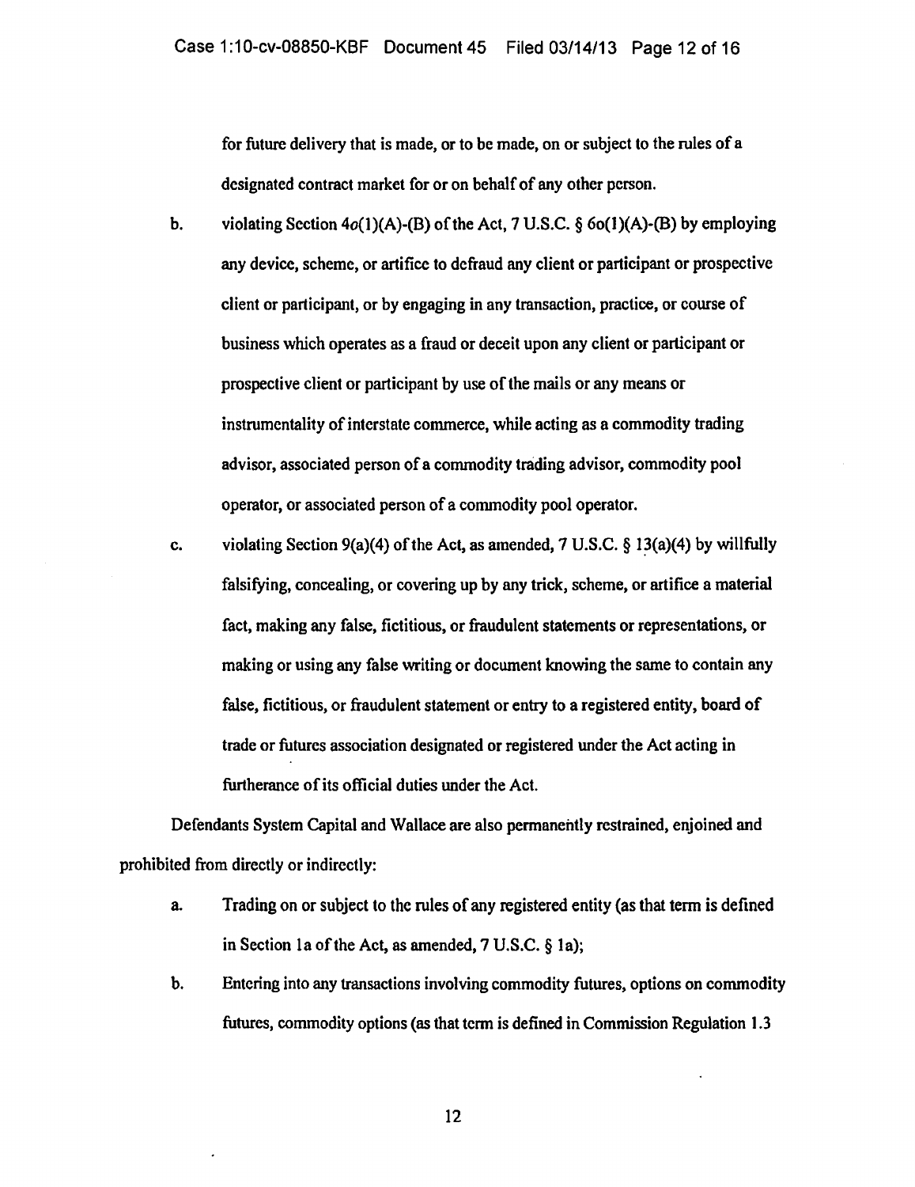for future delivery that is made, or to be made, on or subject to the rules of a designated contract market for or on behalf of any other person.

b. violating Section 4*o*(1)(A)-(B) of the Act, 7 U.S.C. § 6o(1)(A)-(B) by employing any device, scheme, or artifice to defraud any client or participant or prospective client or participant, or by engaging in any transaction, practice, or course of business which operates as a fraud or deceit upon any client or participant or prospective client or participant by use of the mails or any means or instrumentality of interstate commerce, while acting as a commodity trading advisor, associated person of a commodity trading advisor, commodity pool operator, or associated person of a commodity pool operator.

c. violating Section 9(a)(4) of the Act, as amended, 7 U.S.C. § 13(a)(4) by willfully falsifying, concealing, or covering up by any trick, scheme, or artifice a material fact, making any false, fictitious, or fraudulent statements or representations, or making or using any false writing or document knowing the same to contain any false, fictitious, or fraudulent statement or entry to a registered entity, board of trade or futures association designated or registered under the Act acting in furtherance of its official duties under the Act.

Defendants System Capital and Wallace are also permanently restrained, enjoined and prohibited from directly or indirectly:

a. Trading on or subject to the rules of any registered entity (as that term is defined in Section 1a of the Act, as amended, 7 U.S.C. § 1a);

b. Entering into any transactions involving commodity futures, options on commodity futures, commodity options (as that term is defined in Commission Regulation 1.3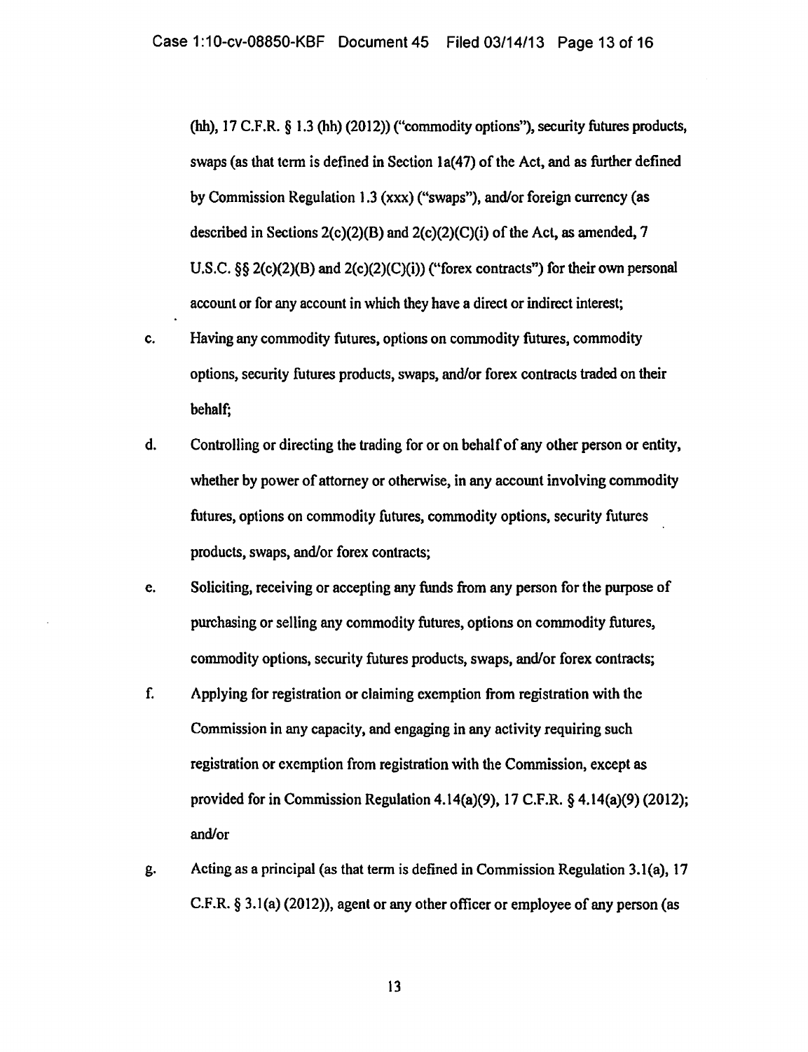(hh), 17 C.F.R. § 1.3 (hh) (2012)) ("commodity options"), security futures products, swaps (as that term is defined in Section 1a(47) of the Act, and as further defined by Commission Regulation 1.3 (xxx) ("swaps"), and/or foreign currency (as described in Sections 2(c)(2)(B) and 2(c)(2)(C)(i) of the Act, as amended, 7 U.S.C. §§ 2(c)(2)(B) and 2(c)(2)(C)(i)) ("forex contracts") for their own personal account or for any account in which they have a direct or indirect interest;

c. Having any commodity futures, options on commodity futures, commodity options, security futures products, swaps, and/or forex contracts traded on their behalf;

d. Controlling or directing the trading for or on behalf of any other person or entity, whether by power of attorney or otherwise, in any account involving commodity futures, options on commodity futures, commodity options, security futures products, swaps, and/or forex contracts;

e. Soliciting, receiving or accepting any funds from any person for the purpose of purchasing or selling any commodity futures, options on commodity futures, commodity options, security futures products, swaps, and/or forex contracts;

f. Applying for registration or claiming exemption from registration with the Commission in any capacity, and engaging in any activity requiring such registration or exemption from registration with the Commission, except as provided for in Commission Regulation 4.14(a)(9), 17 C.F.R. § 4.14(a)(9) (2012); and/or

g. Acting as a principal (as that term is defined in Commission Regulation 3.1(a), 17 C.F.R. § 3.1(a) (2012)), agent or any other officer or employee of any person (as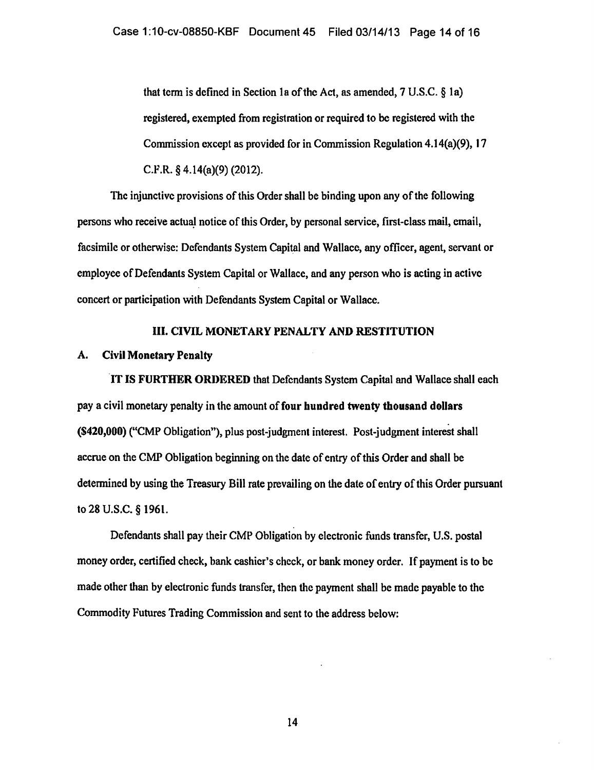that term is defined in Section 1a of the Act, as amended, 7 U.S.C. § 1a) registered, exempted from registration or required to be registered with the Commission except as provided for in Commission Regulation 4.14(a)(9), 17 C.F.R. § 4.14(a)(9) (2012).

The injunctive provisions of this Order shall be binding upon any of the following persons who receive actual notice of this Order, by personal service, first-class mail, email, facsimile or otherwise: Defendants System Capital and Wallace, any officer, agent, servant or employee of Defendants System Capital or Wallace, and any person who is acting in active concert or participation with Defendants System Capital or Wallace.

## III. CIVIL MONETARY PENALTY AND RESTITUTION

### A. Civil Monetary Penalty

**IT IS FURTHER ORDERED** that Defendants System Capital and Wallace shall each pay a civil monetary penalty in the amount of **four hundred twenty thousand dollars ($420,000)** ("CMP Obligation"), plus post-judgment interest. Post-judgment interest shall accrue on the CMP Obligation beginning on the date of entry of this Order and shall be determined by using the Treasury Bill rate prevailing on the date of entry of this Order pursuant to 28 U.S.C. § 1961.

Defendants shall pay their CMP Obligation by electronic funds transfer, U.S. postal money order, certified check, bank cashier's check, or bank money order. If payment is to be made other than by electronic funds transfer, then the payment shall be made payable to the Commodity Futures Trading Commission and sent to the address below: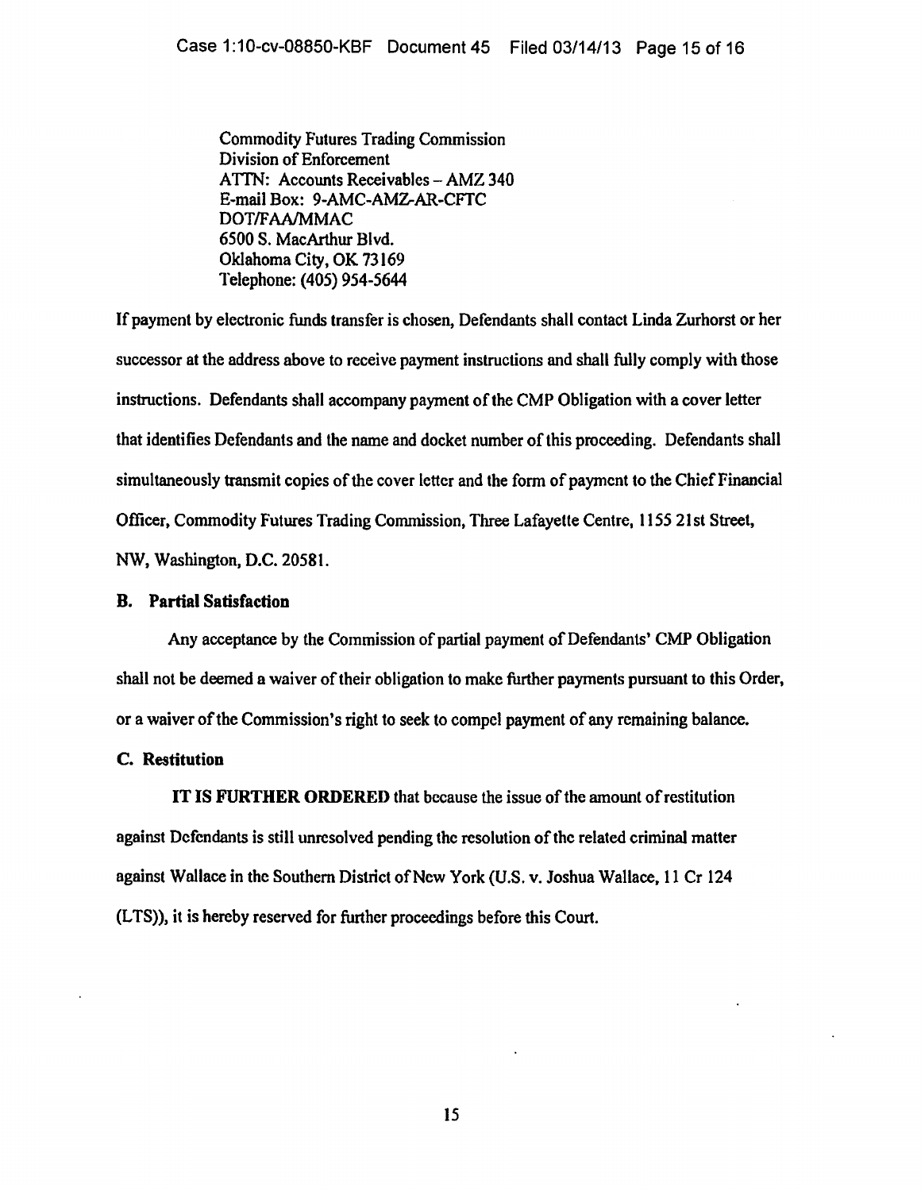Commodity Futures Trading Commission
Division of Enforcement
ATTN: Accounts Receivables – AMZ 340
E-mail Box: 9-AMC-AMZ-AR-CFTC
DOT/FAA/MMAC
6500 S. MacArthur Blvd.
Oklahoma City, OK 73169
Telephone: (405) 954-5644

If payment by electronic funds transfer is chosen, Defendants shall contact Linda Zurhorst or her successor at the address above to receive payment instructions and shall fully comply with those instructions. Defendants shall accompany payment of the CMP Obligation with a cover letter that identifies Defendants and the name and docket number of this proceeding. Defendants shall simultaneously transmit copies of the cover letter and the form of payment to the Chief Financial Officer, Commodity Futures Trading Commission, Three Lafayette Centre, 1155 21st Street, NW, Washington, D.C. 20581.

**B. Partial Satisfaction**

Any acceptance by the Commission of partial payment of Defendants' CMP Obligation shall not be deemed a waiver of their obligation to make further payments pursuant to this Order, or a waiver of the Commission's right to seek to compel payment of any remaining balance.

**C. Restitution**

**IT IS FURTHER ORDERED** that because the issue of the amount of restitution against Defendants is still unresolved pending the resolution of the related criminal matter against Wallace in the Southern District of New York (U.S. v. Joshua Wallace, 11 Cr 124 (LTS)), it is hereby reserved for further proceedings before this Court.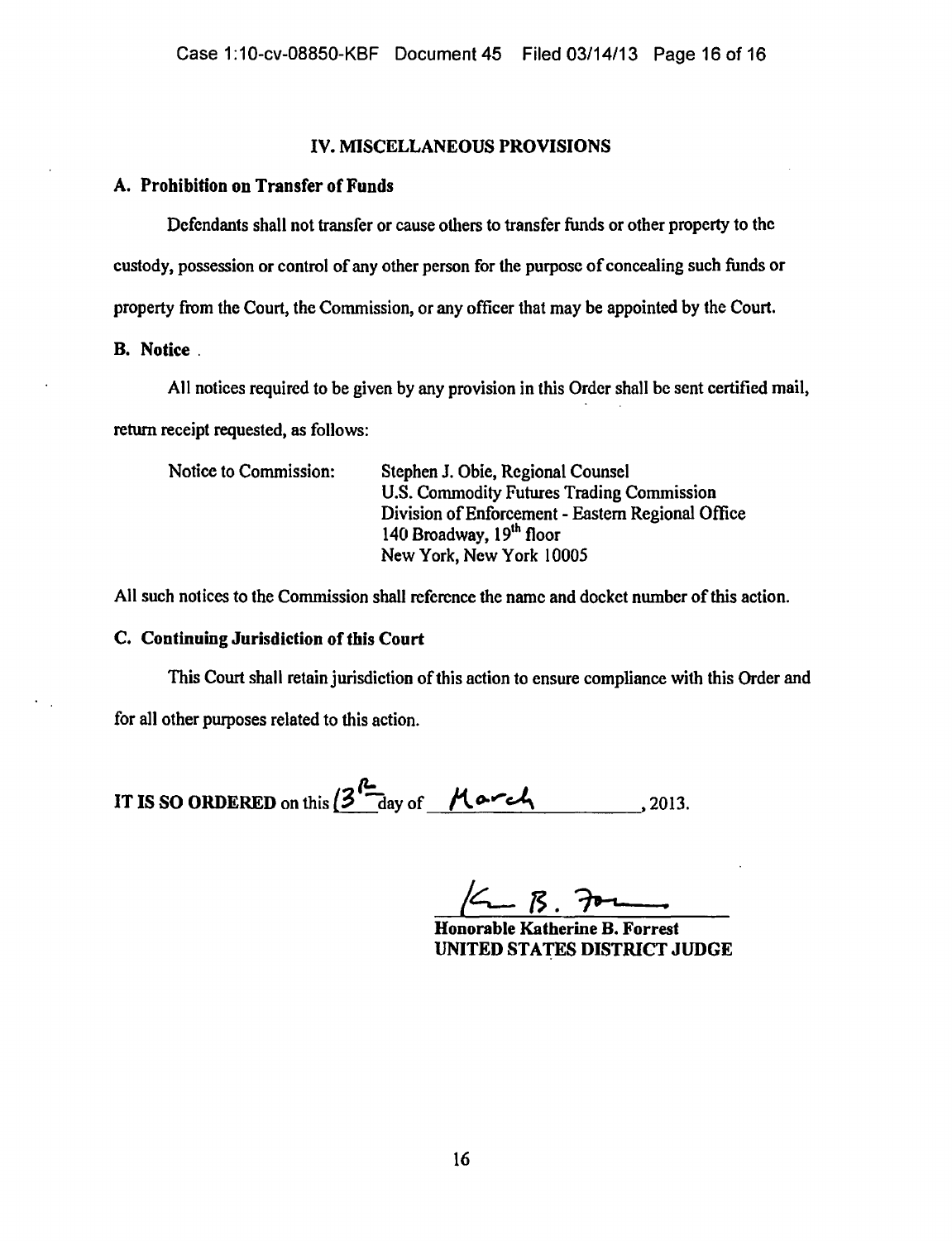## IV. MISCELLANEOUS PROVISIONS

### A. Prohibition on Transfer of Funds

Defendants shall not transfer or cause others to transfer funds or other property to the custody, possession or control of any other person for the purpose of concealing such funds or property from the Court, the Commission, or any officer that may be appointed by the Court.

### B. Notice

All notices required to be given by any provision in this Order shall be sent certified mail, return receipt requested, as follows:

Notice to Commission: Stephen J. Obie, Regional Counsel
U.S. Commodity Futures Trading Commission
Division of Enforcement - Eastern Regional Office
140 Broadway, 19th floor
New York, New York 10005

All such notices to the Commission shall reference the name and docket number of this action.

### C. Continuing Jurisdiction of this Court

This Court shall retain jurisdiction of this action to ensure compliance with this Order and for all other purposes related to this action.

**IT IS SO ORDERED** on this 13th day of March, 2013.

K. B. Forrest

**Honorable Katherine B. Forrest**
**UNITED STATES DISTRICT JUDGE**